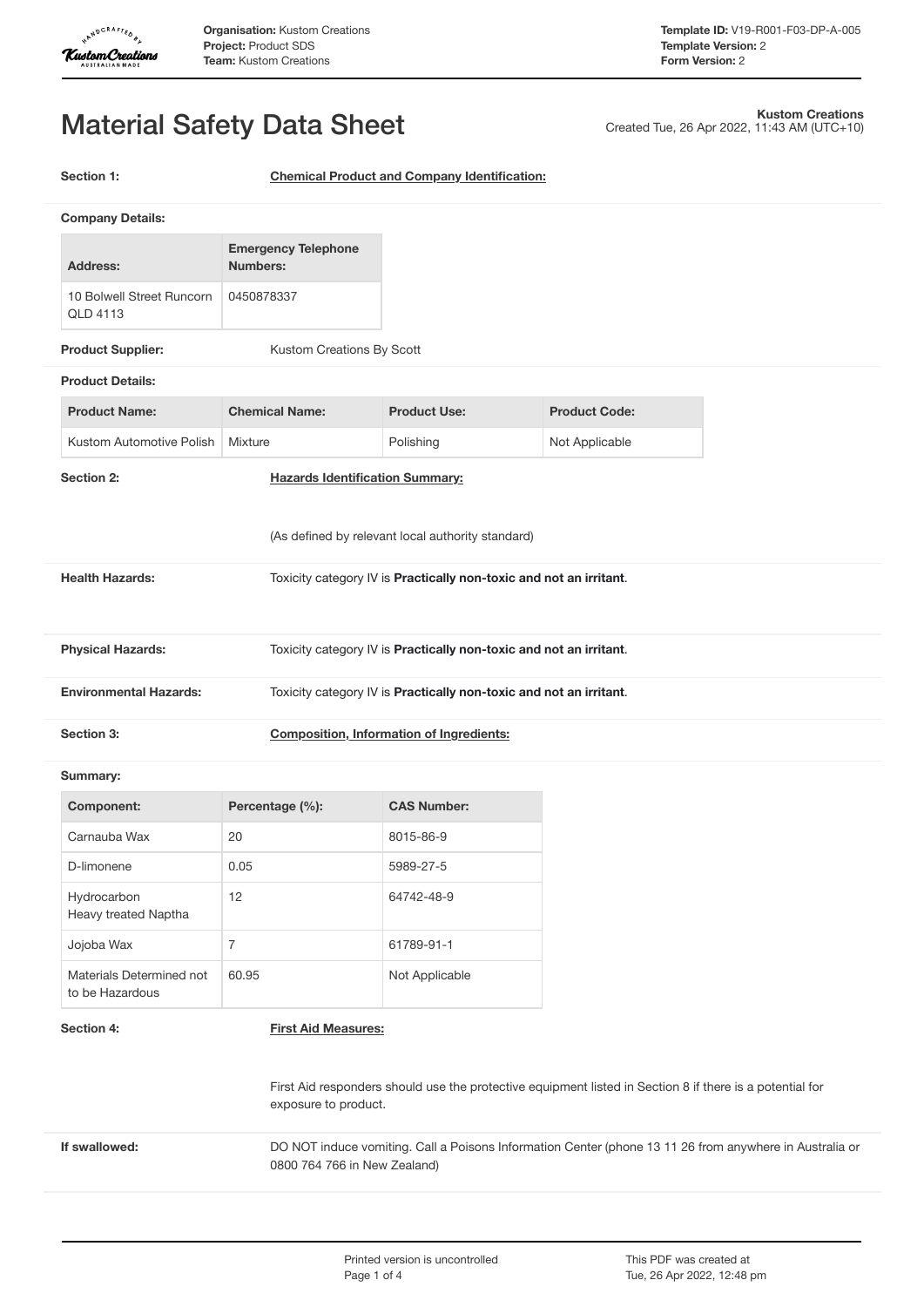# Material Safety Data Sheet

**Kustom Creations**
Created Tue, 26 Apr 2022, 11:43 AM (UTC+10)

**Section 1:** **Chemical Product and Company Identification:**

**Company Details:**

| Address: | Emergency Telephone Numbers: |
|---|---|
| 10 Bolwell Street Runcorn QLD 4113 | 0450878337 |

**Product Supplier:** Kustom Creations By Scott

**Product Details:**

| Product Name: | Chemical Name: | Product Use: | Product Code: |
|---|---|---|---|
| Kustom Automotive Polish | Mixture | Polishing | Not Applicable |

**Section 2:** **Hazards Identification Summary:**

(As defined by relevant local authority standard)

**Health Hazards:** Toxicity category IV is **Practically non-toxic and not an irritant**.

**Physical Hazards:** Toxicity category IV is **Practically non-toxic and not an irritant**.

**Environmental Hazards:** Toxicity category IV is **Practically non-toxic and not an irritant**.

**Section 3:** **Composition, Information of Ingredients:**

**Summary:**

| Component: | Percentage (%): | CAS Number: |
|---|---|---|
| Carnauba Wax | 20 | 8015-86-9 |
| D-limonene | 0.05 | 5989-27-5 |
| Hydrocarbon Heavy treated Naptha | 12 | 64742-48-9 |
| Jojoba Wax | 7 | 61789-91-1 |
| Materials Determined not to be Hazardous | 60.95 | Not Applicable |

**Section 4:** **First Aid Measures:**

First Aid responders should use the protective equipment listed in Section 8 if there is a potential for exposure to product.

**If swallowed:** DO NOT induce vomiting. Call a Poisons Information Center (phone 13 11 26 from anywhere in Australia or 0800 764 766 in New Zealand)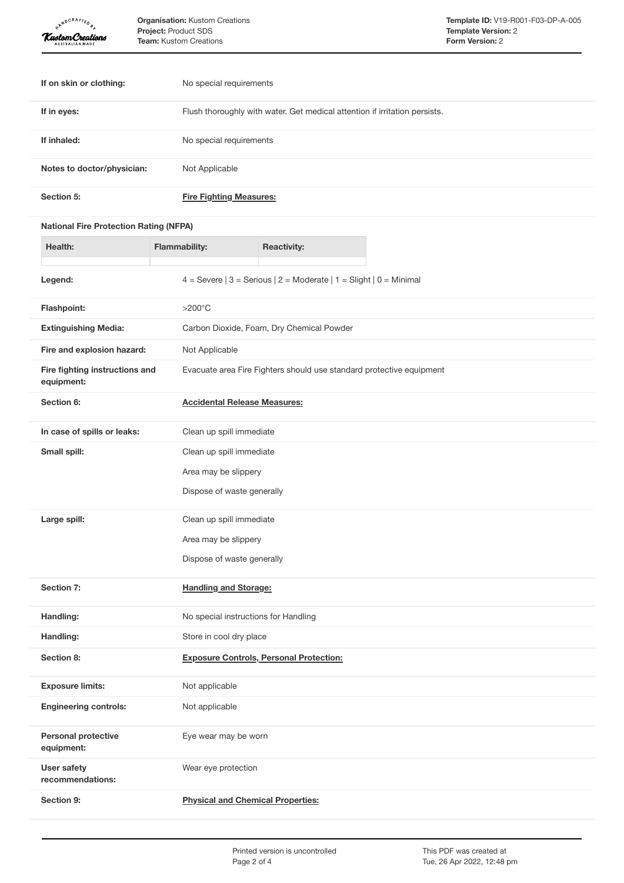| | |
|---|---|
| **If on skin or clothing:** | No special requirements |
| **If in eyes:** | Flush thoroughly with water. Get medical attention if irritation persists. |
| **If inhaled:** | No special requirements |
| **Notes to doctor/physician:** | Not Applicable |

**Section 5:** **Fire Fighting Measures:**

**National Fire Protection Rating (NFPA)**

| Health: | Flammability: | Reactivity: |
|---|---|---|
| | | |

| | |
|---|---|
| **Legend:** | 4 = Severe \| 3 = Serious \| 2 = Moderate \| 1 = Slight \| 0 = Minimal |
| **Flashpoint:** | >200°C |
| **Extinguishing Media:** | Carbon Dioxide, Foam, Dry Chemical Powder |
| **Fire and explosion hazard:** | Not Applicable |
| **Fire fighting instructions and equipment:** | Evacuate area Fire Fighters should use standard protective equipment |

**Section 6:** **Accidental Release Measures:**

| | |
|---|---|
| **In case of spills or leaks:** | Clean up spill immediate |
| **Small spill:** | Clean up spill immediate<br>Area may be slippery<br>Dispose of waste generally |
| **Large spill:** | Clean up spill immediate<br>Area may be slippery<br>Dispose of waste generally |

**Section 7:** **Handling and Storage:**

| | |
|---|---|
| **Handling:** | No special instructions for Handling |
| **Handling:** | Store in cool dry place |

**Section 8:** **Exposure Controls, Personal Protection:**

| | |
|---|---|
| **Exposure limits:** | Not applicable |
| **Engineering controls:** | Not applicable |
| **Personal protective equipment:** | Eye wear may be worn |
| **User safety recommendations:** | Wear eye protection |

**Section 9:** **Physical and Chemical Properties:**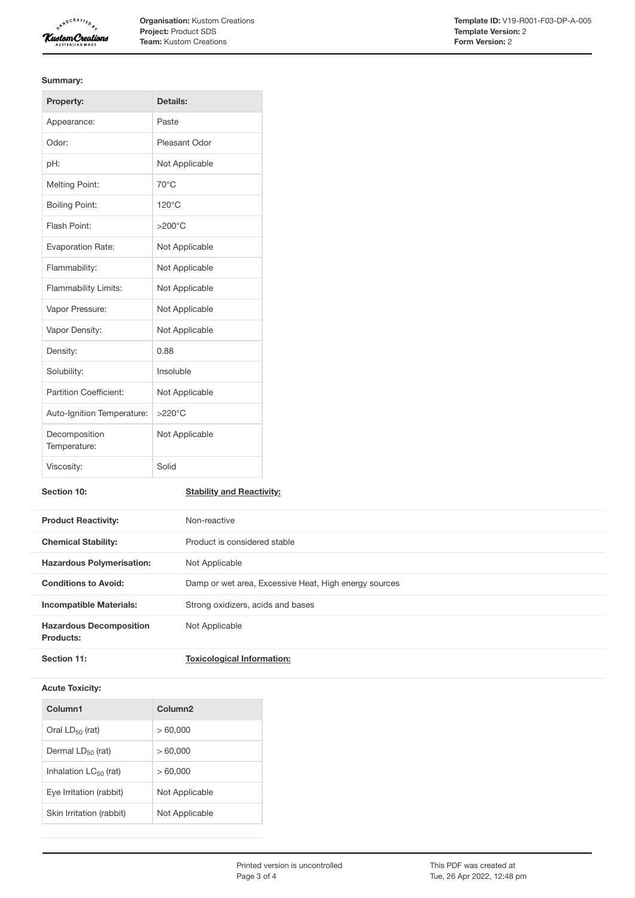**Summary:**

| Property: | Details: |
|---|---|
| Appearance: | Paste |
| Odor: | Pleasant Odor |
| pH: | Not Applicable |
| Melting Point: | 70°C |
| Boiling Point: | 120°C |
| Flash Point: | >200°C |
| Evaporation Rate: | Not Applicable |
| Flammability: | Not Applicable |
| Flammability Limits: | Not Applicable |
| Vapor Pressure: | Not Applicable |
| Vapor Density: | Not Applicable |
| Density: | 0.88 |
| Solubility: | Insoluble |
| Partition Coefficient: | Not Applicable |
| Auto-Ignition Temperature: | >220°C |
| Decomposition Temperature: | Not Applicable |
| Viscosity: | Solid |

## Section 10: Stability and Reactivity:

| | |
|---|---|
| **Product Reactivity:** | Non-reactive |
| **Chemical Stability:** | Product is considered stable |
| **Hazardous Polymerisation:** | Not Applicable |
| **Conditions to Avoid:** | Damp or wet area, Excessive Heat, High energy sources |
| **Incompatible Materials:** | Strong oxidizers, acids and bases |
| **Hazardous Decomposition Products:** | Not Applicable |

## Section 11: Toxicological Information:

**Acute Toxicity:**

| Column1 | Column2 |
|---|---|
| Oral $LD_{50}$ (rat) | > 60,000 |
| Dermal $LD_{50}$ (rat) | > 60,000 |
| Inhalation $LC_{50}$ (rat) | > 60,000 |
| Eye Irritation (rabbit) | Not Applicable |
| Skin Irritation (rabbit) | Not Applicable |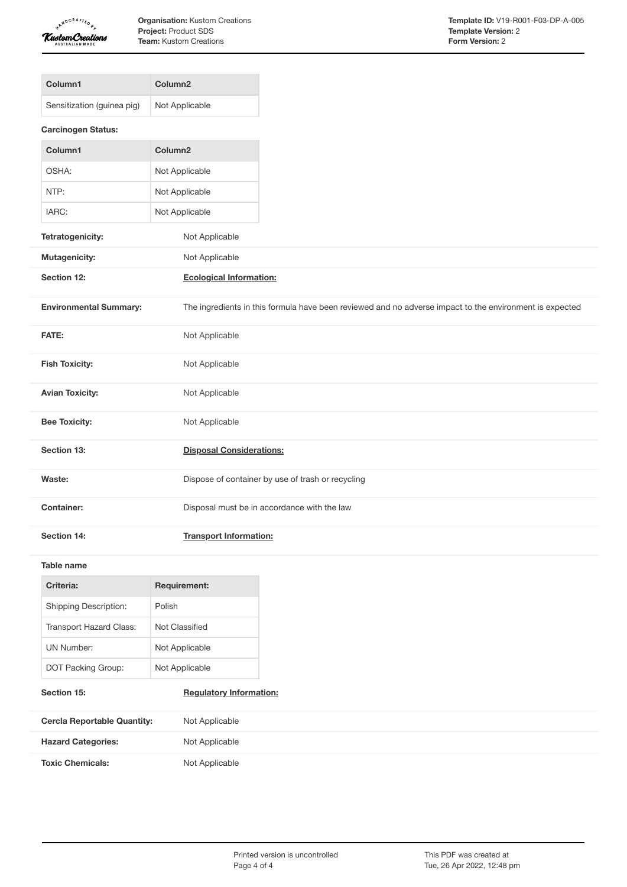| Column1 | Column2 |
| --- | --- |
| Sensitization (guinea pig) | Not Applicable |

**Carcinogen Status:**

| Column1 | Column2 |
| --- | --- |
| OSHA: | Not Applicable |
| NTP: | Not Applicable |
| IARC: | Not Applicable |

| | |
| --- | --- |
| **Tetratogenicity:** | Not Applicable |
| **Mutagenicity:** | Not Applicable |
| **Section 12:** | **Ecological Information:** |
| **Environmental Summary:** | The ingredients in this formula have been reviewed and no adverse impact to the environment is expected |
| **FATE:** | Not Applicable |
| **Fish Toxicity:** | Not Applicable |
| **Avian Toxicity:** | Not Applicable |
| **Bee Toxicity:** | Not Applicable |
| **Section 13:** | **Disposal Considerations:** |
| **Waste:** | Dispose of container by use of trash or recycling |
| **Container:** | Disposal must be in accordance with the law |
| **Section 14:** | **Transport Information:** |

**Table name**

| Criteria: | Requirement: |
| --- | --- |
| Shipping Description: | Polish |
| Transport Hazard Class: | Not Classified |
| UN Number: | Not Applicable |
| DOT Packing Group: | Not Applicable |

| | |
| --- | --- |
| **Section 15:** | **Regulatory Information:** |
| **Cercla Reportable Quantity:** | Not Applicable |
| **Hazard Categories:** | Not Applicable |
| **Toxic Chemicals:** | Not Applicable |